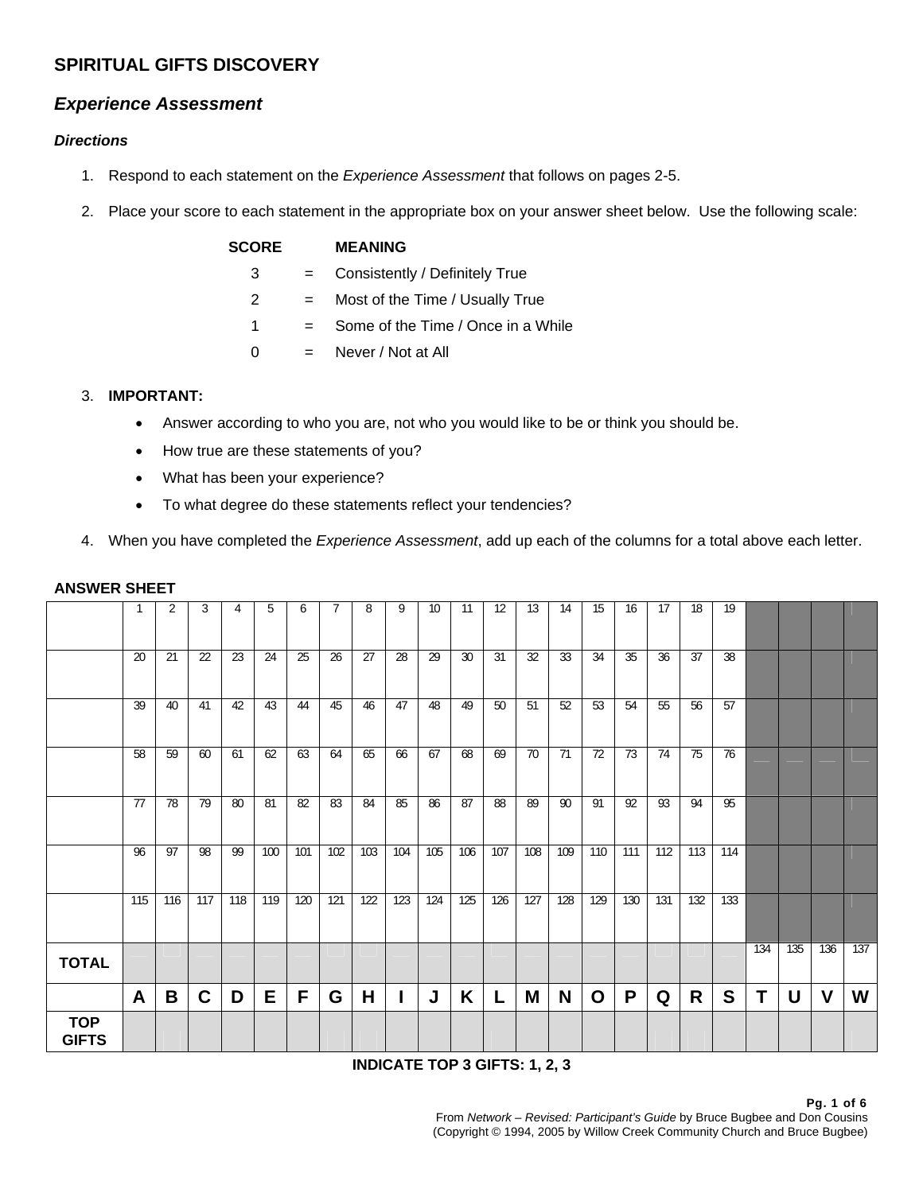## SPIRITUAL GIFTS DISCOVERY

### *Experience Assessment*

#### *Directions*

1. Respond to each statement on the *Experience Assessment* that follows on pages 2-5.

2. Place your score to each statement in the appropriate box on your answer sheet below. Use the following scale:

| SCORE | | MEANING |
|---|---|---|
| 3 | = | Consistently / Definitely True |
| 2 | = | Most of the Time / Usually True |
| 1 | = | Some of the Time / Once in a While |
| 0 | = | Never / Not at All |

3. **IMPORTANT:**
   - Answer according to who you are, not who you would like to be or think you should be.
   - How true are these statements of you?
   - What has been your experience?
   - To what degree do these statements reflect your tendencies?

4. When you have completed the *Experience Assessment*, add up each of the columns for a total above each letter.

**ANSWER SHEET**

| | | | | | | | | | | | | | | | | | | | | | | | |
|---|---|---|---|---|---|---|---|---|---|---|---|---|---|---|---|---|---|---|---|---|---|---|---|
| | 1 | 2 | 3 | 4 | 5 | 6 | 7 | 8 | 9 | 10 | 11 | 12 | 13 | 14 | 15 | 16 | 17 | 18 | 19 | | | | |
| | 20 | 21 | 22 | 23 | 24 | 25 | 26 | 27 | 28 | 29 | 30 | 31 | 32 | 33 | 34 | 35 | 36 | 37 | 38 | | | | |
| | 39 | 40 | 41 | 42 | 43 | 44 | 45 | 46 | 47 | 48 | 49 | 50 | 51 | 52 | 53 | 54 | 55 | 56 | 57 | | | | |
| | 58 | 59 | 60 | 61 | 62 | 63 | 64 | 65 | 66 | 67 | 68 | 69 | 70 | 71 | 72 | 73 | 74 | 75 | 76 | | | | |
| | 77 | 78 | 79 | 80 | 81 | 82 | 83 | 84 | 85 | 86 | 87 | 88 | 89 | 90 | 91 | 92 | 93 | 94 | 95 | | | | |
| | 96 | 97 | 98 | 99 | 100 | 101 | 102 | 103 | 104 | 105 | 106 | 107 | 108 | 109 | 110 | 111 | 112 | 113 | 114 | | | | |
| | 115 | 116 | 117 | 118 | 119 | 120 | 121 | 122 | 123 | 124 | 125 | 126 | 127 | 128 | 129 | 130 | 131 | 132 | 133 | | | | |
| **TOTAL** | | | | | | | | | | | | | | | | | | | | 134 | 135 | 136 | 137 |
| | **A** | **B** | **C** | **D** | **E** | **F** | **G** | **H** | **I** | **J** | **K** | **L** | **M** | **N** | **O** | **P** | **Q** | **R** | **S** | **T** | **U** | **V** | **W** |
| **TOP GIFTS** | | | | | | | | | | | | | | | | | | | | | | | |

**INDICATE TOP 3 GIFTS: 1, 2, 3**

From *Network – Revised: Participant's Guide* by Bruce Bugbee and Don Cousins
(Copyright © 1994, 2005 by Willow Creek Community Church and Bruce Bugbee)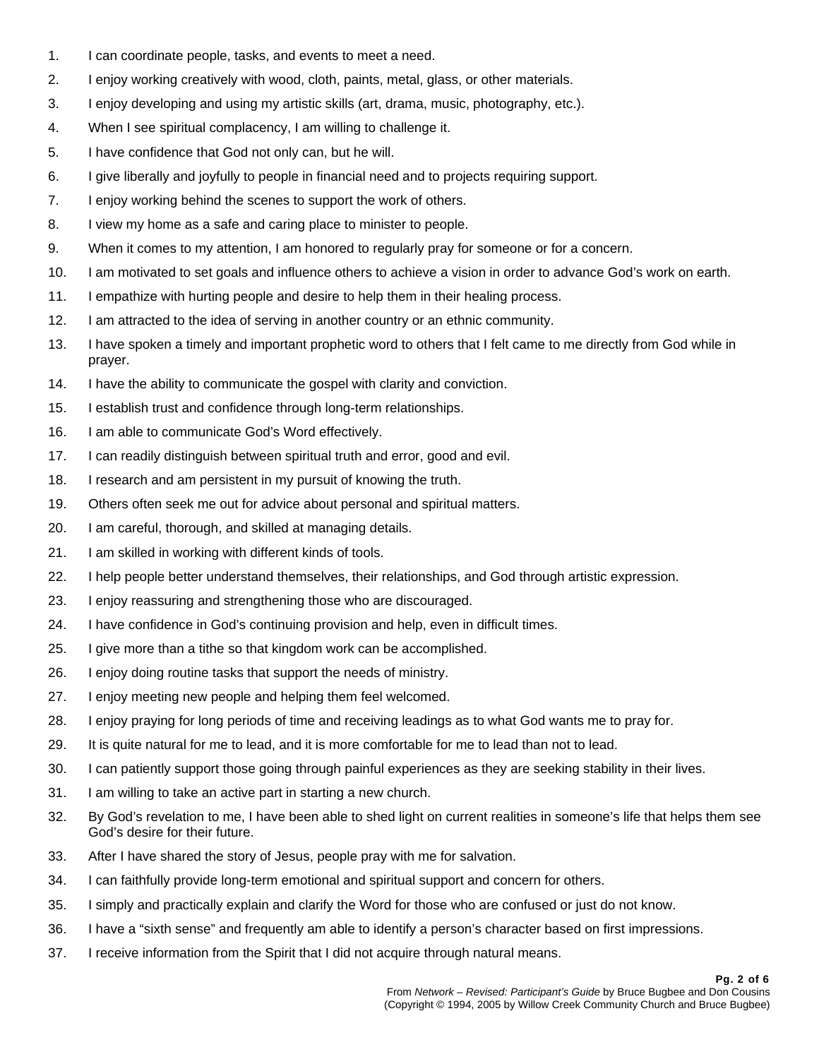1. I can coordinate people, tasks, and events to meet a need.
2. I enjoy working creatively with wood, cloth, paints, metal, glass, or other materials.
3. I enjoy developing and using my artistic skills (art, drama, music, photography, etc.).
4. When I see spiritual complacency, I am willing to challenge it.
5. I have confidence that God not only can, but he will.
6. I give liberally and joyfully to people in financial need and to projects requiring support.
7. I enjoy working behind the scenes to support the work of others.
8. I view my home as a safe and caring place to minister to people.
9. When it comes to my attention, I am honored to regularly pray for someone or for a concern.
10. I am motivated to set goals and influence others to achieve a vision in order to advance God's work on earth.
11. I empathize with hurting people and desire to help them in their healing process.
12. I am attracted to the idea of serving in another country or an ethnic community.
13. I have spoken a timely and important prophetic word to others that I felt came to me directly from God while in prayer.
14. I have the ability to communicate the gospel with clarity and conviction.
15. I establish trust and confidence through long-term relationships.
16. I am able to communicate God's Word effectively.
17. I can readily distinguish between spiritual truth and error, good and evil.
18. I research and am persistent in my pursuit of knowing the truth.
19. Others often seek me out for advice about personal and spiritual matters.
20. I am careful, thorough, and skilled at managing details.
21. I am skilled in working with different kinds of tools.
22. I help people better understand themselves, their relationships, and God through artistic expression.
23. I enjoy reassuring and strengthening those who are discouraged.
24. I have confidence in God's continuing provision and help, even in difficult times.
25. I give more than a tithe so that kingdom work can be accomplished.
26. I enjoy doing routine tasks that support the needs of ministry.
27. I enjoy meeting new people and helping them feel welcomed.
28. I enjoy praying for long periods of time and receiving leadings as to what God wants me to pray for.
29. It is quite natural for me to lead, and it is more comfortable for me to lead than not to lead.
30. I can patiently support those going through painful experiences as they are seeking stability in their lives.
31. I am willing to take an active part in starting a new church.
32. By God's revelation to me, I have been able to shed light on current realities in someone's life that helps them see God's desire for their future.
33. After I have shared the story of Jesus, people pray with me for salvation.
34. I can faithfully provide long-term emotional and spiritual support and concern for others.
35. I simply and practically explain and clarify the Word for those who are confused or just do not know.
36. I have a "sixth sense" and frequently am able to identify a person's character based on first impressions.
37. I receive information from the Spirit that I did not acquire through natural means.

From *Network – Revised: Participant's Guide* by Bruce Bugbee and Don Cousins
(Copyright © 1994, 2005 by Willow Creek Community Church and Bruce Bugbee)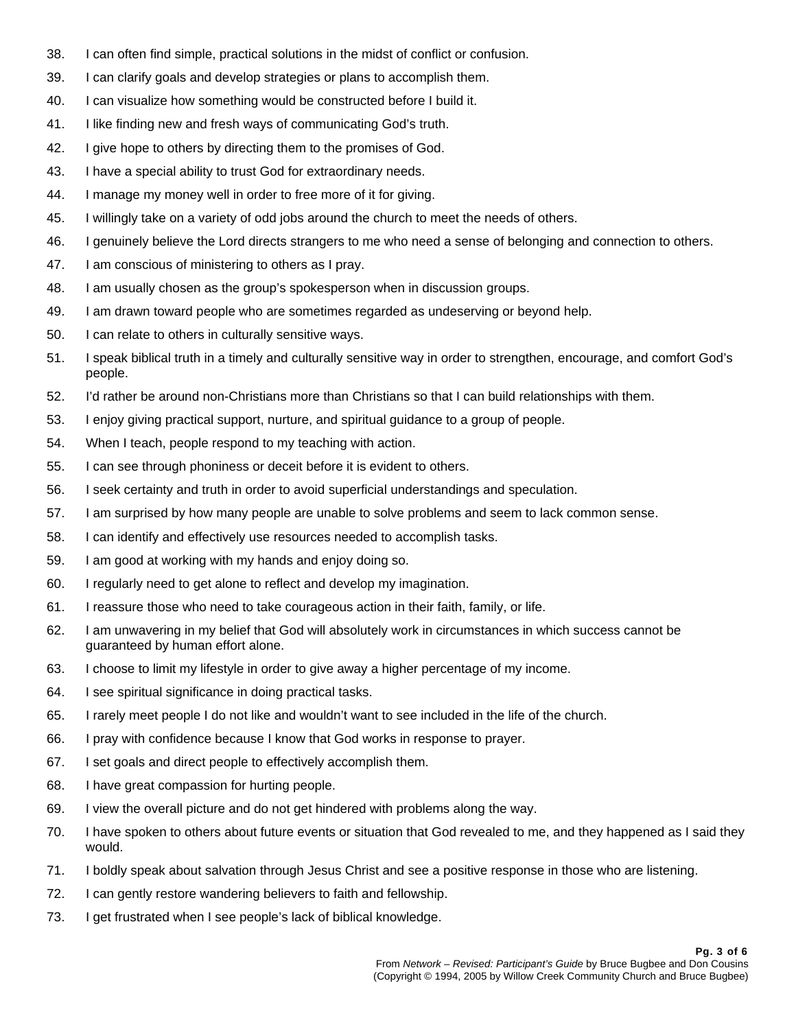38. I can often find simple, practical solutions in the midst of conflict or confusion.
39. I can clarify goals and develop strategies or plans to accomplish them.
40. I can visualize how something would be constructed before I build it.
41. I like finding new and fresh ways of communicating God's truth.
42. I give hope to others by directing them to the promises of God.
43. I have a special ability to trust God for extraordinary needs.
44. I manage my money well in order to free more of it for giving.
45. I willingly take on a variety of odd jobs around the church to meet the needs of others.
46. I genuinely believe the Lord directs strangers to me who need a sense of belonging and connection to others.
47. I am conscious of ministering to others as I pray.
48. I am usually chosen as the group's spokesperson when in discussion groups.
49. I am drawn toward people who are sometimes regarded as undeserving or beyond help.
50. I can relate to others in culturally sensitive ways.
51. I speak biblical truth in a timely and culturally sensitive way in order to strengthen, encourage, and comfort God's people.
52. I'd rather be around non-Christians more than Christians so that I can build relationships with them.
53. I enjoy giving practical support, nurture, and spiritual guidance to a group of people.
54. When I teach, people respond to my teaching with action.
55. I can see through phoniness or deceit before it is evident to others.
56. I seek certainty and truth in order to avoid superficial understandings and speculation.
57. I am surprised by how many people are unable to solve problems and seem to lack common sense.
58. I can identify and effectively use resources needed to accomplish tasks.
59. I am good at working with my hands and enjoy doing so.
60. I regularly need to get alone to reflect and develop my imagination.
61. I reassure those who need to take courageous action in their faith, family, or life.
62. I am unwavering in my belief that God will absolutely work in circumstances in which success cannot be guaranteed by human effort alone.
63. I choose to limit my lifestyle in order to give away a higher percentage of my income.
64. I see spiritual significance in doing practical tasks.
65. I rarely meet people I do not like and wouldn't want to see included in the life of the church.
66. I pray with confidence because I know that God works in response to prayer.
67. I set goals and direct people to effectively accomplish them.
68. I have great compassion for hurting people.
69. I view the overall picture and do not get hindered with problems along the way.
70. I have spoken to others about future events or situation that God revealed to me, and they happened as I said they would.
71. I boldly speak about salvation through Jesus Christ and see a positive response in those who are listening.
72. I can gently restore wandering believers to faith and fellowship.
73. I get frustrated when I see people's lack of biblical knowledge.

From *Network – Revised: Participant's Guide* by Bruce Bugbee and Don Cousins
(Copyright © 1994, 2005 by Willow Creek Community Church and Bruce Bugbee)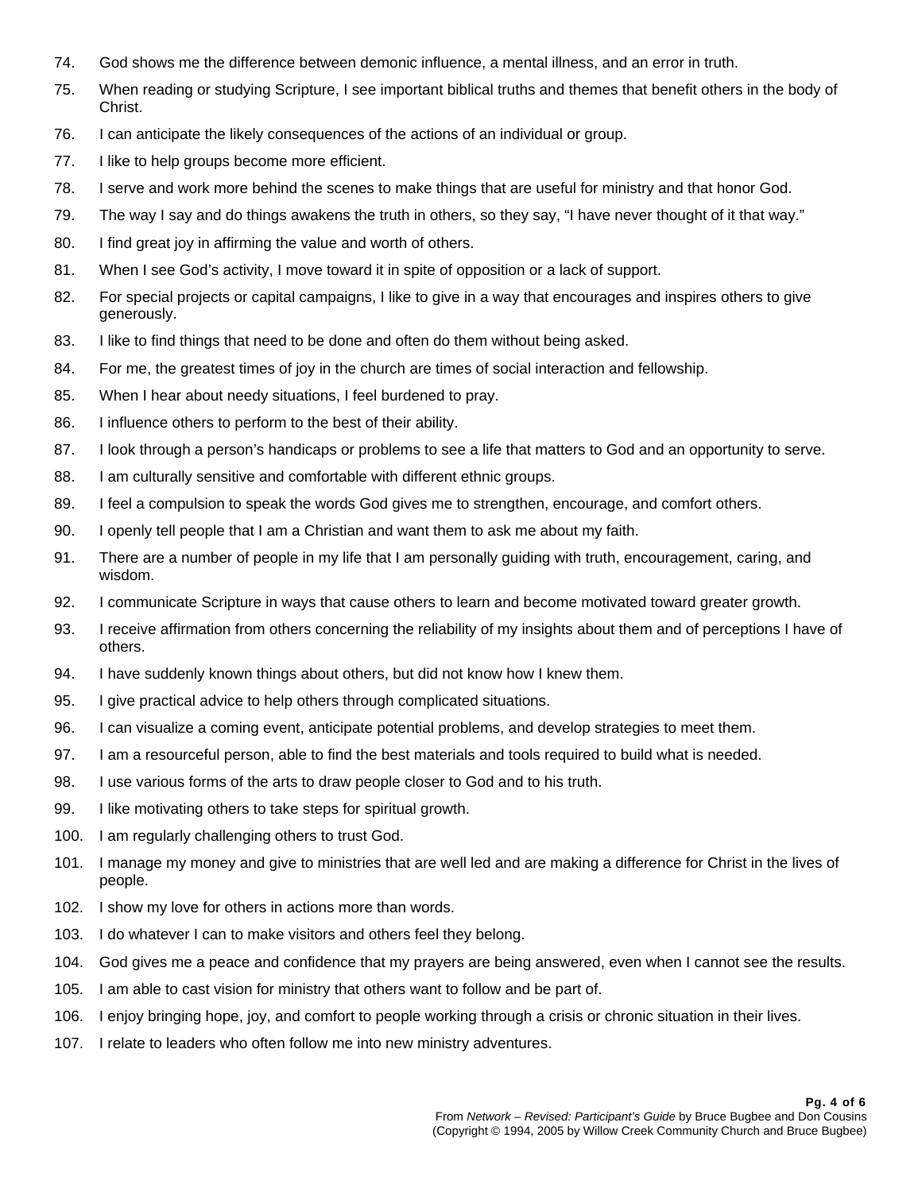74. God shows me the difference between demonic influence, a mental illness, and an error in truth.
75. When reading or studying Scripture, I see important biblical truths and themes that benefit others in the body of Christ.
76. I can anticipate the likely consequences of the actions of an individual or group.
77. I like to help groups become more efficient.
78. I serve and work more behind the scenes to make things that are useful for ministry and that honor God.
79. The way I say and do things awakens the truth in others, so they say, "I have never thought of it that way."
80. I find great joy in affirming the value and worth of others.
81. When I see God's activity, I move toward it in spite of opposition or a lack of support.
82. For special projects or capital campaigns, I like to give in a way that encourages and inspires others to give generously.
83. I like to find things that need to be done and often do them without being asked.
84. For me, the greatest times of joy in the church are times of social interaction and fellowship.
85. When I hear about needy situations, I feel burdened to pray.
86. I influence others to perform to the best of their ability.
87. I look through a person's handicaps or problems to see a life that matters to God and an opportunity to serve.
88. I am culturally sensitive and comfortable with different ethnic groups.
89. I feel a compulsion to speak the words God gives me to strengthen, encourage, and comfort others.
90. I openly tell people that I am a Christian and want them to ask me about my faith.
91. There are a number of people in my life that I am personally guiding with truth, encouragement, caring, and wisdom.
92. I communicate Scripture in ways that cause others to learn and become motivated toward greater growth.
93. I receive affirmation from others concerning the reliability of my insights about them and of perceptions I have of others.
94. I have suddenly known things about others, but did not know how I knew them.
95. I give practical advice to help others through complicated situations.
96. I can visualize a coming event, anticipate potential problems, and develop strategies to meet them.
97. I am a resourceful person, able to find the best materials and tools required to build what is needed.
98. I use various forms of the arts to draw people closer to God and to his truth.
99. I like motivating others to take steps for spiritual growth.
100. I am regularly challenging others to trust God.
101. I manage my money and give to ministries that are well led and are making a difference for Christ in the lives of people.
102. I show my love for others in actions more than words.
103. I do whatever I can to make visitors and others feel they belong.
104. God gives me a peace and confidence that my prayers are being answered, even when I cannot see the results.
105. I am able to cast vision for ministry that others want to follow and be part of.
106. I enjoy bringing hope, joy, and comfort to people working through a crisis or chronic situation in their lives.
107. I relate to leaders who often follow me into new ministry adventures.

From *Network – Revised: Participant's Guide* by Bruce Bugbee and Don Cousins
(Copyright © 1994, 2005 by Willow Creek Community Church and Bruce Bugbee)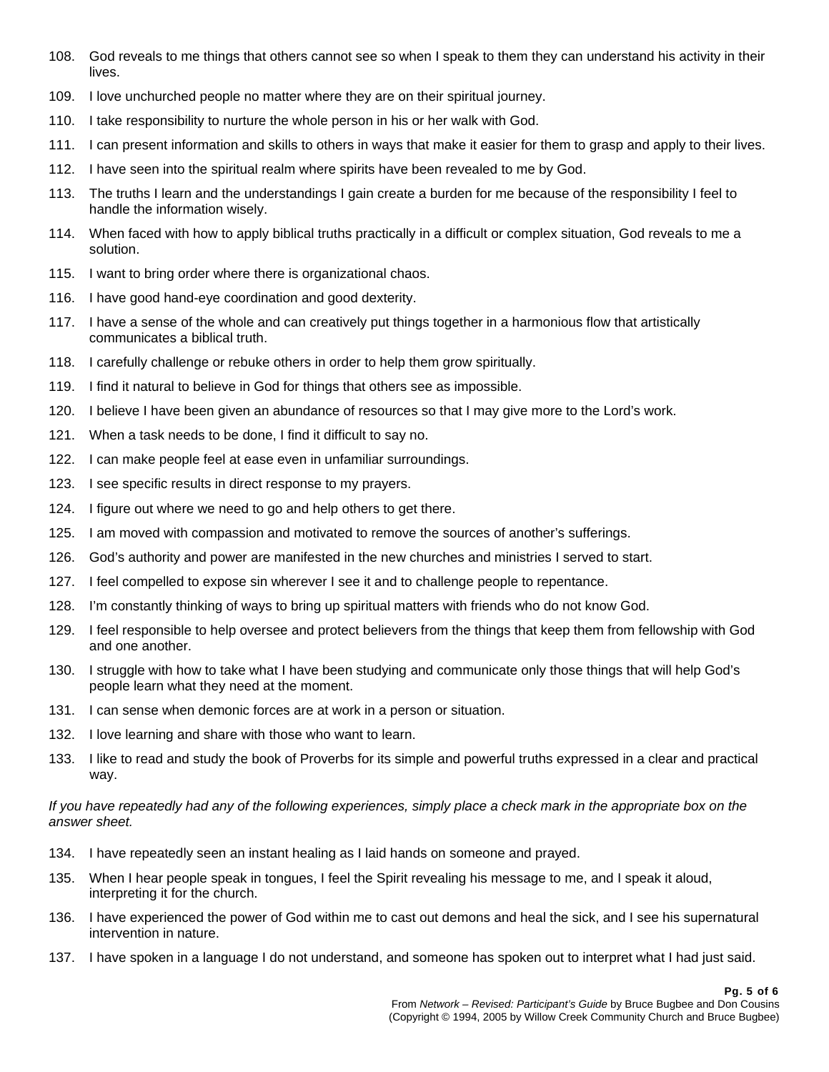108. God reveals to me things that others cannot see so when I speak to them they can understand his activity in their lives.
109. I love unchurched people no matter where they are on their spiritual journey.
110. I take responsibility to nurture the whole person in his or her walk with God.
111. I can present information and skills to others in ways that make it easier for them to grasp and apply to their lives.
112. I have seen into the spiritual realm where spirits have been revealed to me by God.
113. The truths I learn and the understandings I gain create a burden for me because of the responsibility I feel to handle the information wisely.
114. When faced with how to apply biblical truths practically in a difficult or complex situation, God reveals to me a solution.
115. I want to bring order where there is organizational chaos.
116. I have good hand-eye coordination and good dexterity.
117. I have a sense of the whole and can creatively put things together in a harmonious flow that artistically communicates a biblical truth.
118. I carefully challenge or rebuke others in order to help them grow spiritually.
119. I find it natural to believe in God for things that others see as impossible.
120. I believe I have been given an abundance of resources so that I may give more to the Lord's work.
121. When a task needs to be done, I find it difficult to say no.
122. I can make people feel at ease even in unfamiliar surroundings.
123. I see specific results in direct response to my prayers.
124. I figure out where we need to go and help others to get there.
125. I am moved with compassion and motivated to remove the sources of another's sufferings.
126. God's authority and power are manifested in the new churches and ministries I served to start.
127. I feel compelled to expose sin wherever I see it and to challenge people to repentance.
128. I'm constantly thinking of ways to bring up spiritual matters with friends who do not know God.
129. I feel responsible to help oversee and protect believers from the things that keep them from fellowship with God and one another.
130. I struggle with how to take what I have been studying and communicate only those things that will help God's people learn what they need at the moment.
131. I can sense when demonic forces are at work in a person or situation.
132. I love learning and share with those who want to learn.
133. I like to read and study the book of Proverbs for its simple and powerful truths expressed in a clear and practical way.

*If you have repeatedly had any of the following experiences, simply place a check mark in the appropriate box on the answer sheet.*

134. I have repeatedly seen an instant healing as I laid hands on someone and prayed.
135. When I hear people speak in tongues, I feel the Spirit revealing his message to me, and I speak it aloud, interpreting it for the church.
136. I have experienced the power of God within me to cast out demons and heal the sick, and I see his supernatural intervention in nature.
137. I have spoken in a language I do not understand, and someone has spoken out to interpret what I had just said.

From *Network – Revised: Participant's Guide* by Bruce Bugbee and Don Cousins
(Copyright © 1994, 2005 by Willow Creek Community Church and Bruce Bugbee)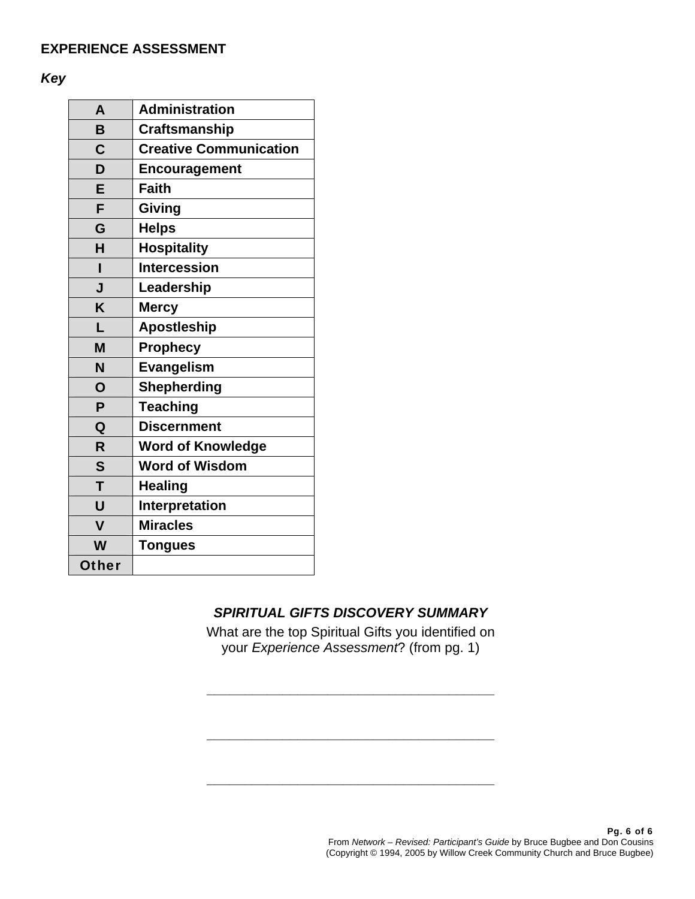## EXPERIENCE ASSESSMENT

***Key***

| | |
|---|---|
| **A** | **Administration** |
| **B** | **Craftsmanship** |
| **C** | **Creative Communication** |
| **D** | **Encouragement** |
| **E** | **Faith** |
| **F** | **Giving** |
| **G** | **Helps** |
| **H** | **Hospitality** |
| **I** | **Intercession** |
| **J** | **Leadership** |
| **K** | **Mercy** |
| **L** | **Apostleship** |
| **M** | **Prophecy** |
| **N** | **Evangelism** |
| **O** | **Shepherding** |
| **P** | **Teaching** |
| **Q** | **Discernment** |
| **R** | **Word of Knowledge** |
| **S** | **Word of Wisdom** |
| **T** | **Healing** |
| **U** | **Interpretation** |
| **V** | **Miracles** |
| **W** | **Tongues** |
| **Other** | |

***SPIRITUAL GIFTS DISCOVERY SUMMARY***

What are the top Spiritual Gifts you identified on your *Experience Assessment*? (from pg. 1)

\_\_\_\_\_\_\_\_\_\_\_\_\_\_\_\_\_\_\_\_\_\_\_\_\_\_\_\_\_\_\_\_\_\_\_\_\_\_\_\_

\_\_\_\_\_\_\_\_\_\_\_\_\_\_\_\_\_\_\_\_\_\_\_\_\_\_\_\_\_\_\_\_\_\_\_\_\_\_\_\_

\_\_\_\_\_\_\_\_\_\_\_\_\_\_\_\_\_\_\_\_\_\_\_\_\_\_\_\_\_\_\_\_\_\_\_\_\_\_\_\_

From *Network – Revised: Participant's Guide* by Bruce Bugbee and Don Cousins
(Copyright © 1994, 2005 by Willow Creek Community Church and Bruce Bugbee)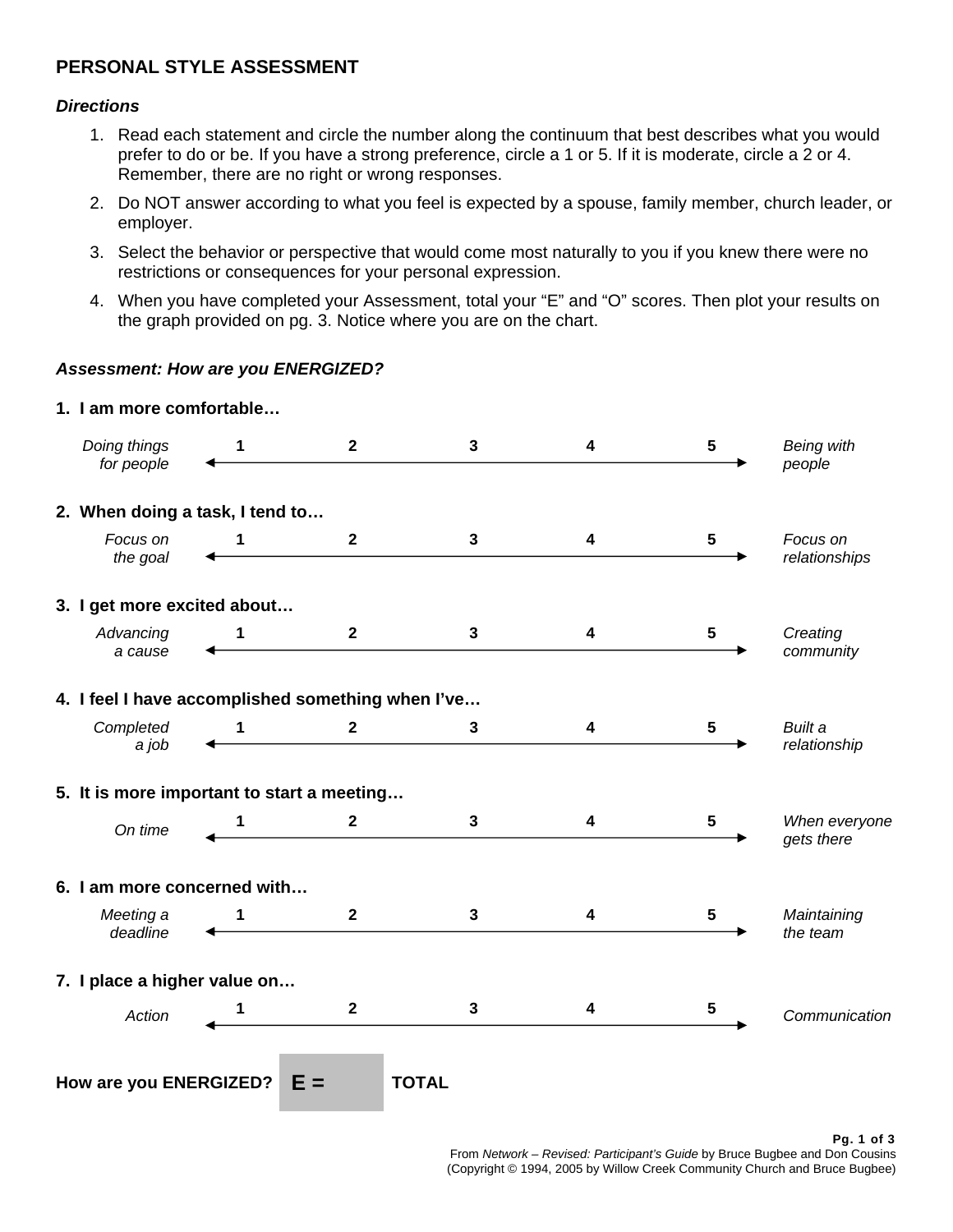## PERSONAL STYLE ASSESSMENT

***Directions***

1. Read each statement and circle the number along the continuum that best describes what you would prefer to do or be. If you have a strong preference, circle a 1 or 5. If it is moderate, circle a 2 or 4. Remember, there are no right or wrong responses.
2. Do NOT answer according to what you feel is expected by a spouse, family member, church leader, or employer.
3. Select the behavior or perspective that would come most naturally to you if you knew there were no restrictions or consequences for your personal expression.
4. When you have completed your Assessment, total your "E" and "O" scores. Then plot your results on the graph provided on pg. 3. Notice where you are on the chart.

***Assessment: How are you ENERGIZED?***

**1. I am more comfortable…**

| | 1 | 2 | 3 | 4 | 5 | |
|---|---|---|---|---|---|---|
| *Doing things for people* | 1 | 2 | 3 | 4 | 5 | *Being with people* |

**2. When doing a task, I tend to…**

| | 1 | 2 | 3 | 4 | 5 | |
|---|---|---|---|---|---|---|
| *Focus on the goal* | 1 | 2 | 3 | 4 | 5 | *Focus on relationships* |

**3. I get more excited about…**

| | 1 | 2 | 3 | 4 | 5 | |
|---|---|---|---|---|---|---|
| *Advancing a cause* | 1 | 2 | 3 | 4 | 5 | *Creating community* |

**4. I feel I have accomplished something when I've…**

| | 1 | 2 | 3 | 4 | 5 | |
|---|---|---|---|---|---|---|
| *Completed a job* | 1 | 2 | 3 | 4 | 5 | *Built a relationship* |

**5. It is more important to start a meeting…**

| | 1 | 2 | 3 | 4 | 5 | |
|---|---|---|---|---|---|---|
| *On time* | 1 | 2 | 3 | 4 | 5 | *When everyone gets there* |

**6. I am more concerned with…**

| | 1 | 2 | 3 | 4 | 5 | |
|---|---|---|---|---|---|---|
| *Meeting a deadline* | 1 | 2 | 3 | 4 | 5 | *Maintaining the team* |

**7. I place a higher value on…**

| | 1 | 2 | 3 | 4 | 5 | |
|---|---|---|---|---|---|---|
| *Action* | 1 | 2 | 3 | 4 | 5 | *Communication* |

**How are you ENERGIZED?** **E =** ______ **TOTAL**

From *Network – Revised: Participant's Guide* by Bruce Bugbee and Don Cousins
(Copyright © 1994, 2005 by Willow Creek Community Church and Bruce Bugbee)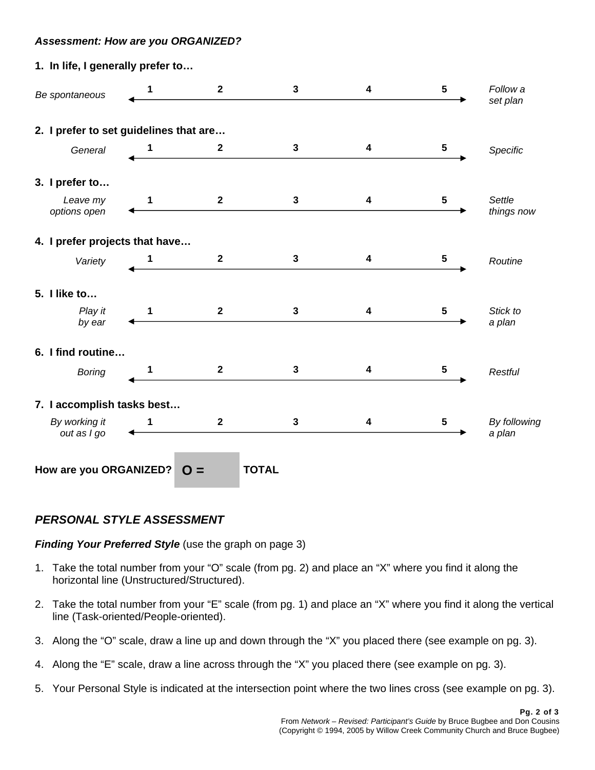***Assessment: How are you ORGANIZED?***

**1. In life, I generally prefer to…**

| *Be spontaneous* | **1** | **2** | **3** | **4** | **5** | *Follow a set plan* |
|---|---|---|---|---|---|---|

**2. I prefer to set guidelines that are…**

| *General* | **1** | **2** | **3** | **4** | **5** | *Specific* |
|---|---|---|---|---|---|---|

**3. I prefer to…**

| *Leave my options open* | **1** | **2** | **3** | **4** | **5** | *Settle things now* |
|---|---|---|---|---|---|---|

**4. I prefer projects that have…**

| *Variety* | **1** | **2** | **3** | **4** | **5** | *Routine* |
|---|---|---|---|---|---|---|

**5. I like to…**

| *Play it by ear* | **1** | **2** | **3** | **4** | **5** | *Stick to a plan* |
|---|---|---|---|---|---|---|

**6. I find routine…**

| *Boring* | **1** | **2** | **3** | **4** | **5** | *Restful* |
|---|---|---|---|---|---|---|

**7. I accomplish tasks best…**

| *By working it out as I go* | **1** | **2** | **3** | **4** | **5** | *By following a plan* |
|---|---|---|---|---|---|---|

**How are you ORGANIZED? O = ______ TOTAL**

## *PERSONAL STYLE ASSESSMENT*

***Finding Your Preferred Style*** (use the graph on page 3)

1. Take the total number from your "O" scale (from pg. 2) and place an "X" where you find it along the horizontal line (Unstructured/Structured).
2. Take the total number from your "E" scale (from pg. 1) and place an "X" where you find it along the vertical line (Task-oriented/People-oriented).
3. Along the "O" scale, draw a line up and down through the "X" you placed there (see example on pg. 3).
4. Along the "E" scale, draw a line across through the "X" you placed there (see example on pg. 3).
5. Your Personal Style is indicated at the intersection point where the two lines cross (see example on pg. 3).

From *Network – Revised: Participant's Guide* by Bruce Bugbee and Don Cousins
(Copyright © 1994, 2005 by Willow Creek Community Church and Bruce Bugbee)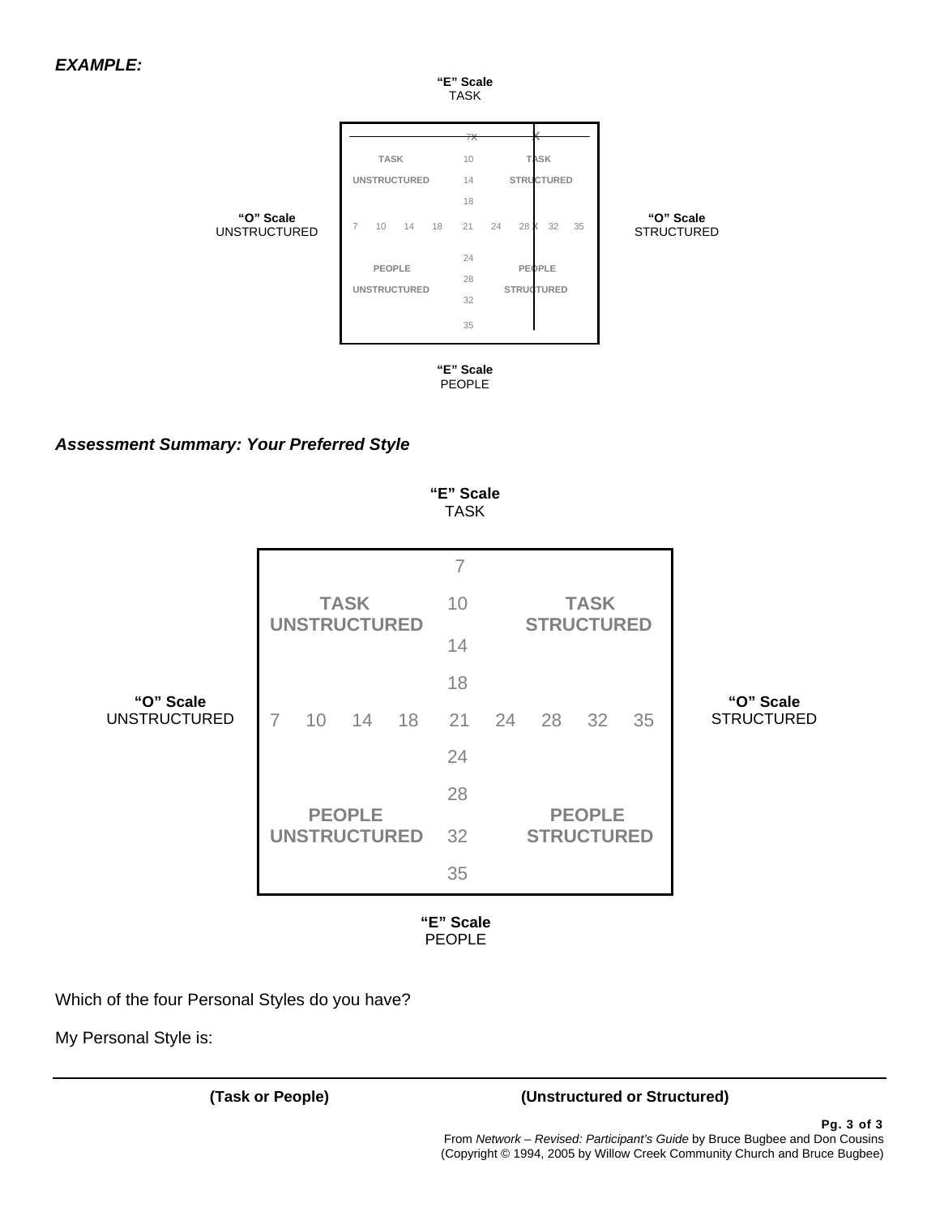***EXAMPLE:***

**"E" Scale**
TASK

| | | | | | | | | |
|---|---|---|---|---|---|---|---|---|
| | | | | 7X | | X | | |
| **TASK** | | | | 10 | | **TASK** | | |
| **UNSTRUCTURED** | | | | 14 | | **STRUCTURED** | | |
| | | | | 18 | | | | |
| 7 | 10 | 14 | 18 | 21 | 24 | 28 X | 32 | 35 |
| | | | | 24 | | | | |
| **PEOPLE** | | | | | | **PEOPLE** | | |
| | | | | 28 | | | | |
| **UNSTRUCTURED** | | | | | | **STRUCTURED** | | |
| | | | | 32 | | | | |
| | | | | 35 | | | | |

**"O" Scale** UNSTRUCTURED — **"O" Scale** STRUCTURED

**"E" Scale**
PEOPLE

***Assessment Summary: Your Preferred Style***

**"E" Scale**
TASK

| | | | | | | | | |
|---|---|---|---|---|---|---|---|---|
| | | | | 7 | | | | |
| **TASK UNSTRUCTURED** | | | | 10 | | **TASK STRUCTURED** | | |
| | | | | 14 | | | | |
| | | | | 18 | | | | |
| 7 | 10 | 14 | 18 | 21 | 24 | 28 | 32 | 35 |
| | | | | 24 | | | | |
| | | | | 28 | | | | |
| **PEOPLE UNSTRUCTURED** | | | | 32 | | **PEOPLE STRUCTURED** | | |
| | | | | 35 | | | | |

**"O" Scale** UNSTRUCTURED — **"O" Scale** STRUCTURED

**"E" Scale**
PEOPLE

Which of the four Personal Styles do you have?

My Personal Style is:

_______________________________________________

**(Task or People)** **(Unstructured or Structured)**

From *Network – Revised: Participant's Guide* by Bruce Bugbee and Don Cousins
(Copyright © 1994, 2005 by Willow Creek Community Church and Bruce Bugbee)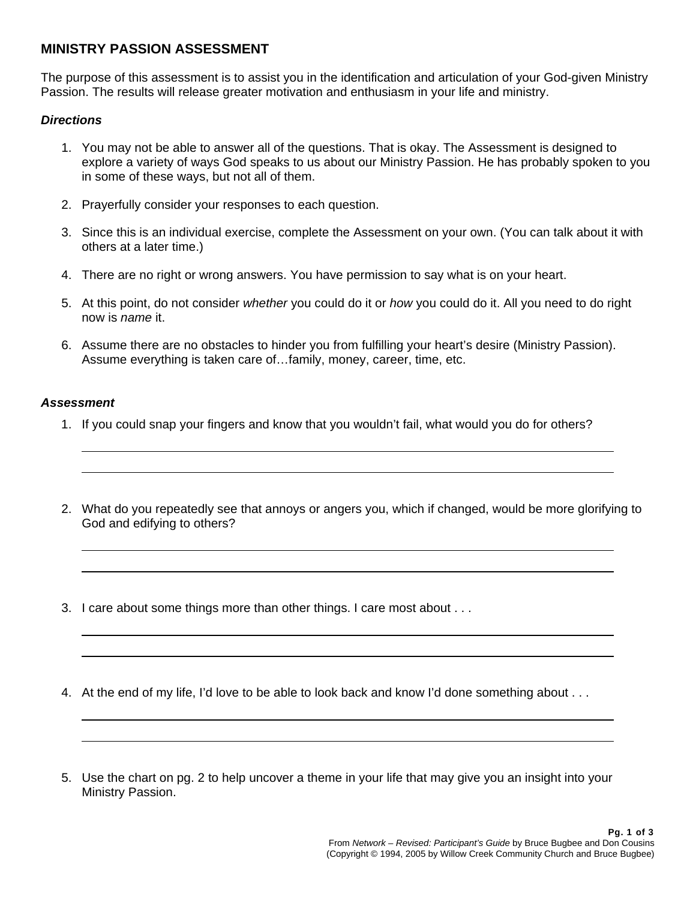## MINISTRY PASSION ASSESSMENT

The purpose of this assessment is to assist you in the identification and articulation of your God-given Ministry Passion. The results will release greater motivation and enthusiasm in your life and ministry.

### *Directions*

1. You may not be able to answer all of the questions. That is okay. The Assessment is designed to explore a variety of ways God speaks to us about our Ministry Passion. He has probably spoken to you in some of these ways, but not all of them.

2. Prayerfully consider your responses to each question.

3. Since this is an individual exercise, complete the Assessment on your own. (You can talk about it with others at a later time.)

4. There are no right or wrong answers. You have permission to say what is on your heart.

5. At this point, do not consider *whether* you could do it or *how* you could do it. All you need to do right now is *name* it.

6. Assume there are no obstacles to hinder you from fulfilling your heart's desire (Ministry Passion). Assume everything is taken care of…family, money, career, time, etc.

### *Assessment*

1. If you could snap your fingers and know that you wouldn't fail, what would you do for others?

   ______________________________________________

   ______________________________________________

2. What do you repeatedly see that annoys or angers you, which if changed, would be more glorifying to God and edifying to others?

   ______________________________________________

   ______________________________________________

3. I care about some things more than other things. I care most about . . .

   ______________________________________________

   ______________________________________________

4. At the end of my life, I'd love to be able to look back and know I'd done something about . . .

   ______________________________________________

   ______________________________________________

5. Use the chart on pg. 2 to help uncover a theme in your life that may give you an insight into your Ministry Passion.

From *Network – Revised: Participant's Guide* by Bruce Bugbee and Don Cousins
(Copyright © 1994, 2005 by Willow Creek Community Church and Bruce Bugbee)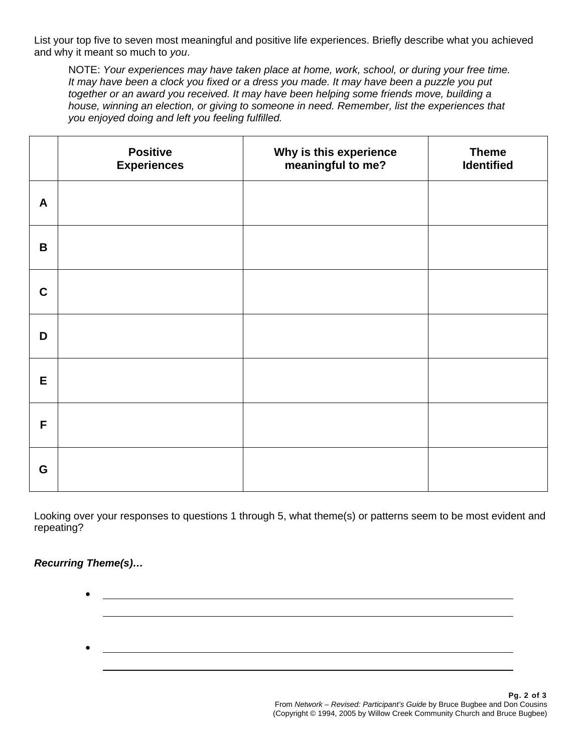List your top five to seven most meaningful and positive life experiences. Briefly describe what you achieved and why it meant so much to *you*.

> NOTE: *Your experiences may have taken place at home, work, school, or during your free time. It may have been a clock you fixed or a dress you made. It may have been a puzzle you put together or an award you received. It may have been helping some friends move, building a house, winning an election, or giving to someone in need. Remember, list the experiences that you enjoyed doing and left you feeling fulfilled.*

| | **Positive Experiences** | **Why is this experience meaningful to me?** | **Theme Identified** |
|---|---|---|---|
| **A** | | | |
| **B** | | | |
| **C** | | | |
| **D** | | | |
| **E** | | | |
| **F** | | | |
| **G** | | | |

Looking over your responses to questions 1 through 5, what theme(s) or patterns seem to be most evident and repeating?

***Recurring Theme(s)…***

- ______________________________________________
  ______________________________________________

- ______________________________________________
  ______________________________________________

From *Network – Revised: Participant's Guide* by Bruce Bugbee and Don Cousins
(Copyright © 1994, 2005 by Willow Creek Community Church and Bruce Bugbee)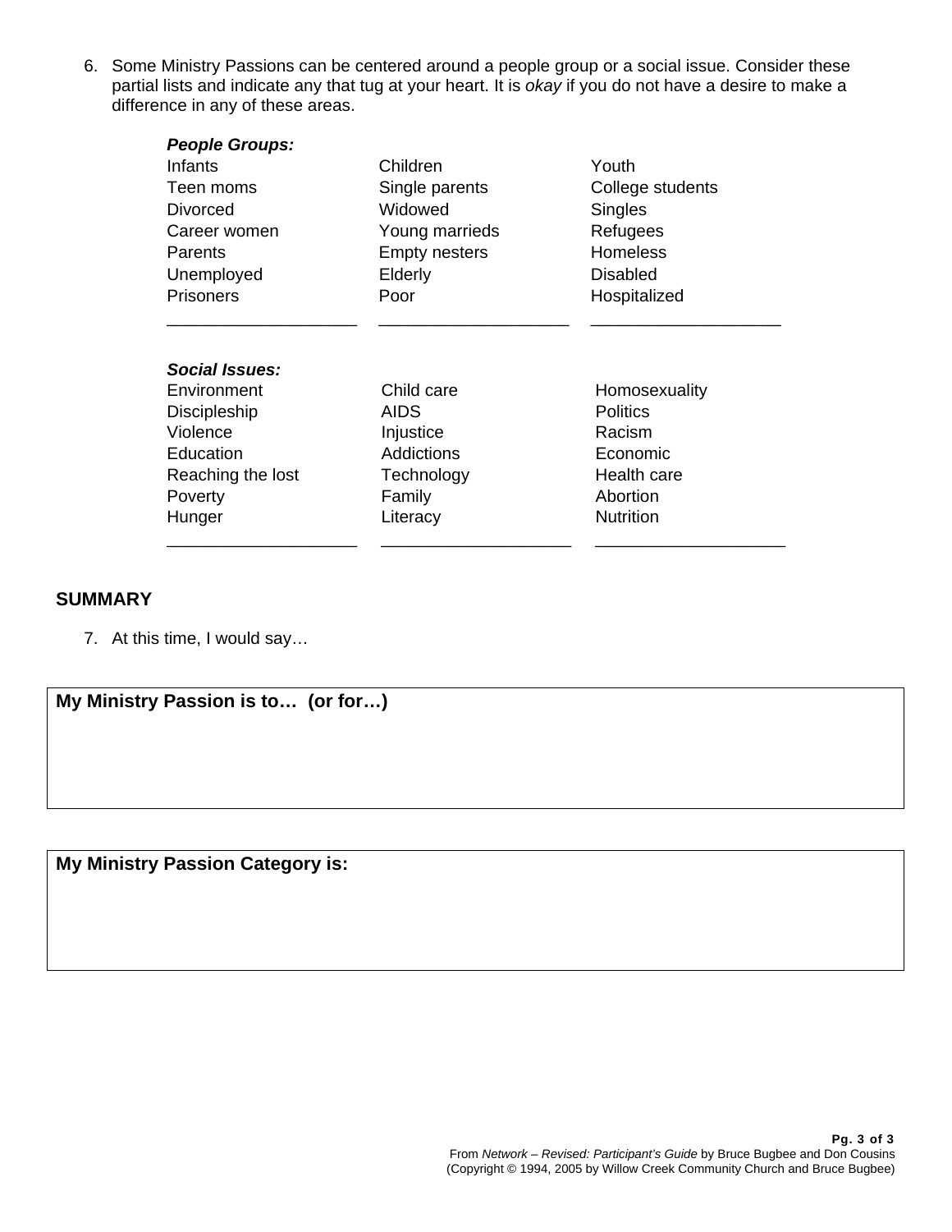6. Some Ministry Passions can be centered around a people group or a social issue. Consider these partial lists and indicate any that tug at your heart. It is *okay* if you do not have a desire to make a difference in any of these areas.

| ***People Groups:*** | | |
|---|---|---|
| Infants | Children | Youth |
| Teen moms | Single parents | College students |
| Divorced | Widowed | Singles |
| Career women | Young marrieds | Refugees |
| Parents | Empty nesters | Homeless |
| Unemployed | Elderly | Disabled |
| Prisoners | Poor | Hospitalized |
| ____________________ | ____________________ | ____________________ |

| ***Social Issues:*** | | |
|---|---|---|
| Environment | Child care | Homosexuality |
| Discipleship | AIDS | Politics |
| Violence | Injustice | Racism |
| Education | Addictions | Economic |
| Reaching the lost | Technology | Health care |
| Poverty | Family | Abortion |
| Hunger | Literacy | Nutrition |
| ____________________ | ____________________ | ____________________ |

## SUMMARY

7. At this time, I would say…

**My Ministry Passion is to… (or for…)**

**My Ministry Passion Category is:**

From *Network – Revised: Participant's Guide* by Bruce Bugbee and Don Cousins
(Copyright © 1994, 2005 by Willow Creek Community Church and Bruce Bugbee)